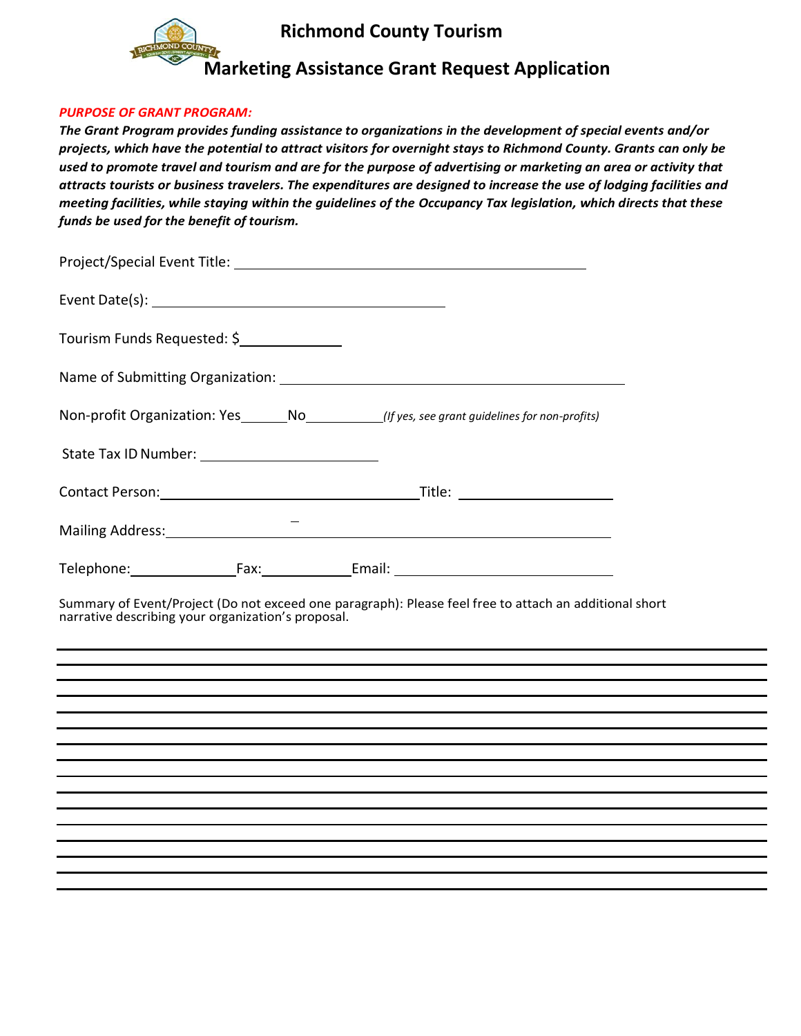# Richmond County Tourism

## Marketing Assistance Grant Request Application

***PURPOSE OF GRANT PROGRAM:***

***The Grant Program provides funding assistance to organizations in the development of special events and/or projects, which have the potential to attract visitors for overnight stays to Richmond County. Grants can only be used to promote travel and tourism and are for the purpose of advertising or marketing an area or activity that attracts tourists or business travelers. The expenditures are designed to increase the use of lodging facilities and meeting facilities, while staying within the guidelines of the Occupancy Tax legislation, which directs that these funds be used for the benefit of tourism.***

Project/Special Event Title: ______________________________________________

Event Date(s): ______________________________________

Tourism Funds Requested: $____________

Name of Submitting Organization: ______________________________________________

Non-profit Organization: Yes______No__________ *(If yes, see grant guidelines for non-profits)*

State Tax ID Number: ______________________

Contact Person: ________________________________ Title: ____________________

Mailing Address: ____________________________________________________________

Telephone: _____________ Fax: ___________ Email: ____________________________

Summary of Event/Project (Do not exceed one paragraph): Please feel free to attach an additional short narrative describing your organization's proposal.

______________________________________________________________________________

______________________________________________________________________________

______________________________________________________________________________

______________________________________________________________________________

______________________________________________________________________________

______________________________________________________________________________

______________________________________________________________________________

______________________________________________________________________________

______________________________________________________________________________

______________________________________________________________________________

______________________________________________________________________________

______________________________________________________________________________

______________________________________________________________________________

______________________________________________________________________________

______________________________________________________________________________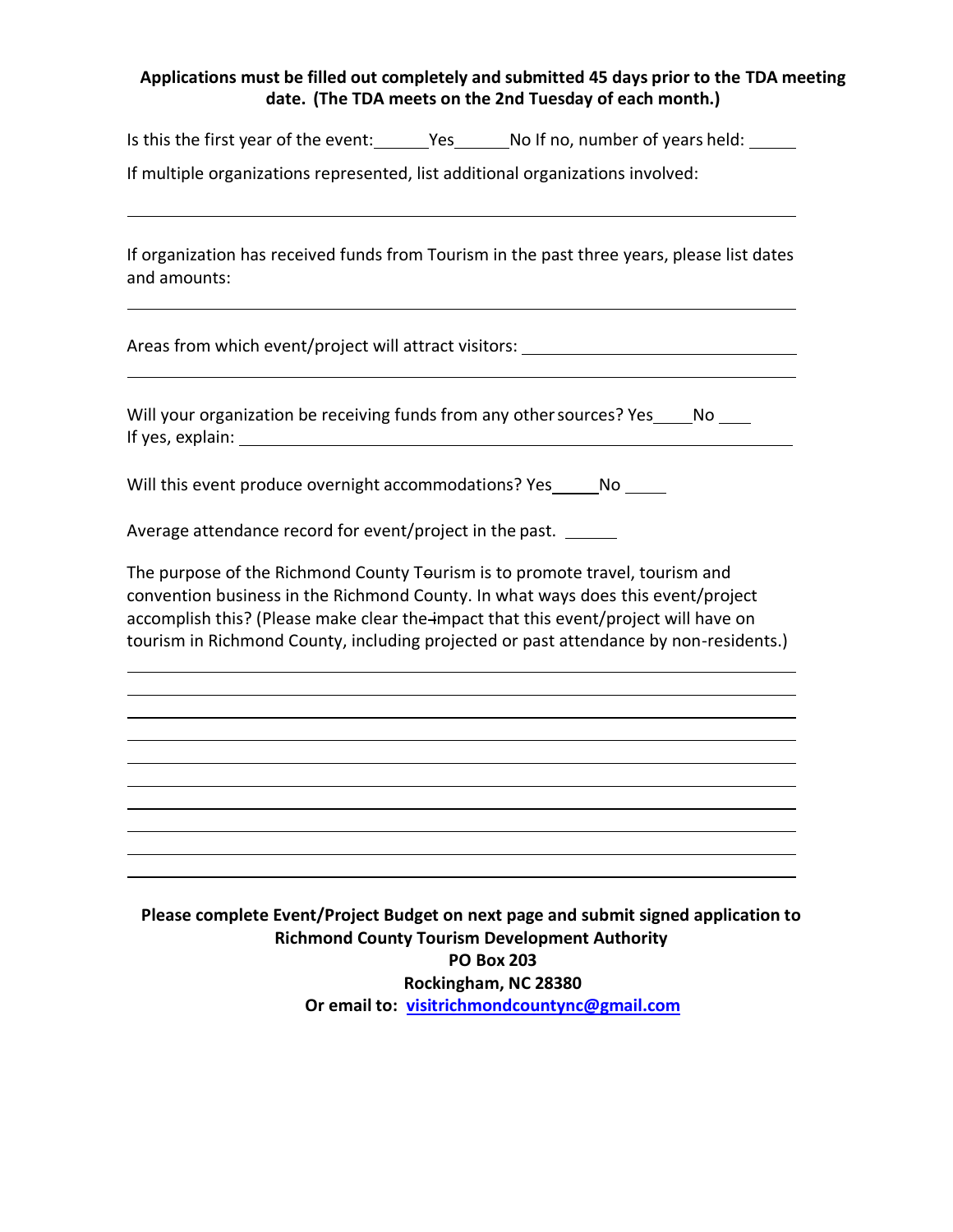**Applications must be filled out completely and submitted 45 days prior to the TDA meeting date. (The TDA meets on the 2nd Tuesday of each month.)**

Is this the first year of the event: ______Yes______No If no, number of years held: _____

If multiple organizations represented, list additional organizations involved:

_______________________________________________________________________________

If organization has received funds from Tourism in the past three years, please list dates and amounts:

_______________________________________________________________________________

Areas from which event/project will attract visitors: ______________________________

_______________________________________________________________________________

Will your organization be receiving funds from any other sources? Yes____No ___
If yes, explain: _______________________________________________________________

Will this event produce overnight accommodations? Yes_____No _____

Average attendance record for event/project in the past. ______

The purpose of the Richmond County Tourism is to promote travel, tourism and convention business in the Richmond County. In what ways does this event/project accomplish this? (Please make clear the impact that this event/project will have on tourism in Richmond County, including projected or past attendance by non-residents.)

_______________________________________________________________________________

_______________________________________________________________________________

_______________________________________________________________________________

_______________________________________________________________________________

_______________________________________________________________________________

_______________________________________________________________________________

_______________________________________________________________________________

_______________________________________________________________________________

_______________________________________________________________________________

**Please complete Event/Project Budget on next page and submit signed application to**
**Richmond County Tourism Development Authority**
**PO Box 203**
**Rockingham, NC 28380**
**Or email to: visitrichmondcountync@gmail.com**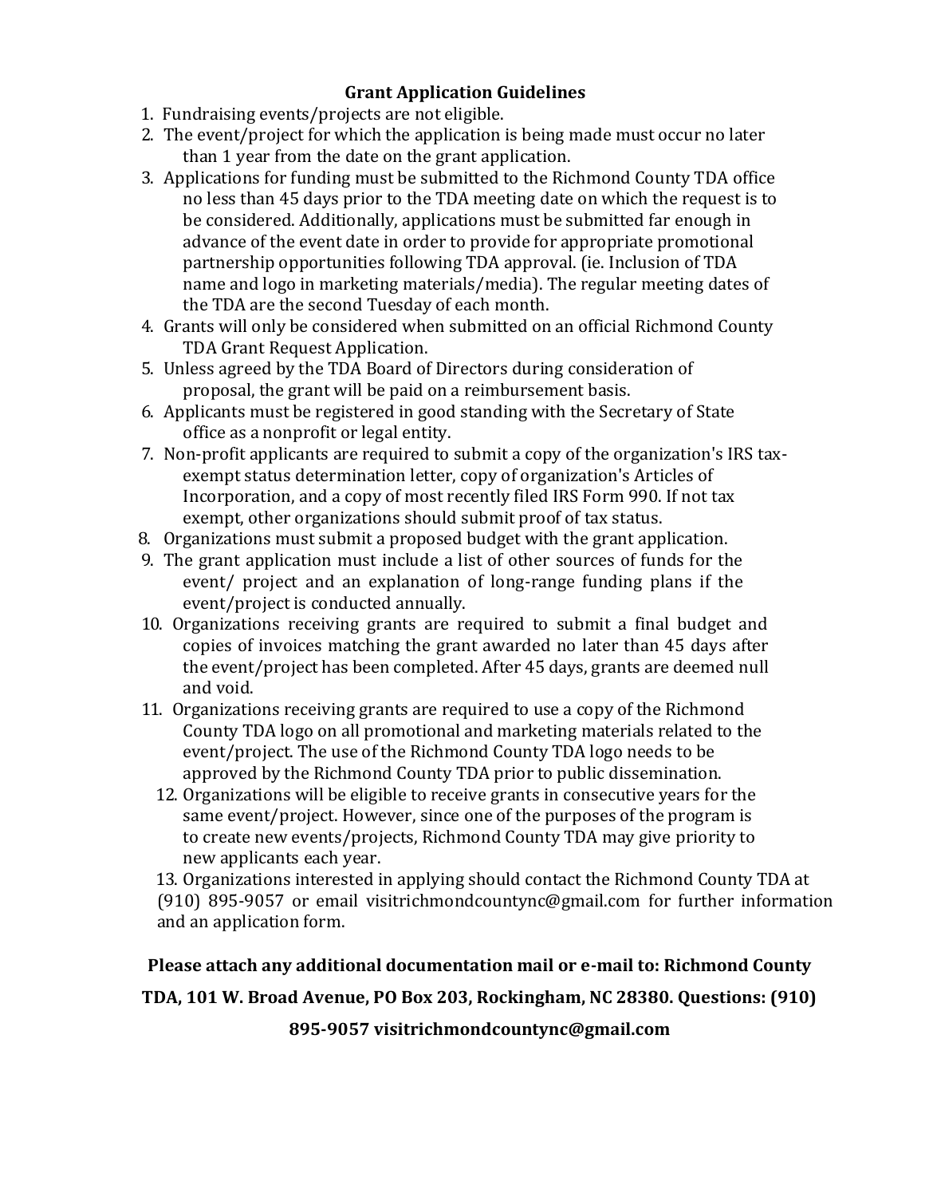## Grant Application Guidelines

1. Fundraising events/projects are not eligible.
2. The event/project for which the application is being made must occur no later than 1 year from the date on the grant application.
3. Applications for funding must be submitted to the Richmond County TDA office no less than 45 days prior to the TDA meeting date on which the request is to be considered. Additionally, applications must be submitted far enough in advance of the event date in order to provide for appropriate promotional partnership opportunities following TDA approval. (ie. Inclusion of TDA name and logo in marketing materials/media). The regular meeting dates of the TDA are the second Tuesday of each month.
4. Grants will only be considered when submitted on an official Richmond County TDA Grant Request Application.
5. Unless agreed by the TDA Board of Directors during consideration of proposal, the grant will be paid on a reimbursement basis.
6. Applicants must be registered in good standing with the Secretary of State office as a nonprofit or legal entity.
7. Non-profit applicants are required to submit a copy of the organization's IRS tax-exempt status determination letter, copy of organization's Articles of Incorporation, and a copy of most recently filed IRS Form 990. If not tax exempt, other organizations should submit proof of tax status.
8. Organizations must submit a proposed budget with the grant application.
9. The grant application must include a list of other sources of funds for the event/ project and an explanation of long-range funding plans if the event/project is conducted annually.
10. Organizations receiving grants are required to submit a final budget and copies of invoices matching the grant awarded no later than 45 days after the event/project has been completed. After 45 days, grants are deemed null and void.
11. Organizations receiving grants are required to use a copy of the Richmond County TDA logo on all promotional and marketing materials related to the event/project. The use of the Richmond County TDA logo needs to be approved by the Richmond County TDA prior to public dissemination.
12. Organizations will be eligible to receive grants in consecutive years for the same event/project. However, since one of the purposes of the program is to create new events/projects, Richmond County TDA may give priority to new applicants each year.
13. Organizations interested in applying should contact the Richmond County TDA at (910) 895-9057 or email visitrichmondcountync@gmail.com for further information and an application form.

**Please attach any additional documentation mail or e-mail to: Richmond County TDA, 101 W. Broad Avenue, PO Box 203, Rockingham, NC 28380. Questions: (910) 895-9057 visitrichmondcountync@gmail.com**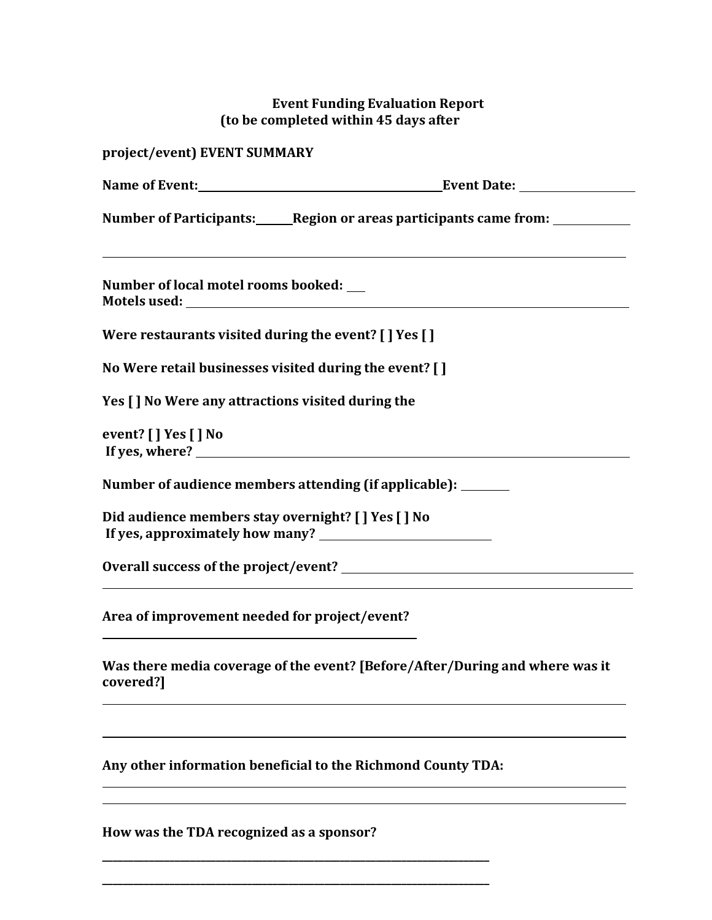**Event Funding Evaluation Report**
**(to be completed within 45 days after**

**project/event) EVENT SUMMARY**

**Name of Event:**\_\_\_\_\_\_\_\_\_\_\_\_\_\_\_\_\_\_\_\_\_\_\_\_\_\_\_\_\_\_\_\_\_\_\_\_\_\_\_\_\_\_**Event Date:** \_\_\_\_\_\_\_\_\_\_\_\_\_\_\_\_\_\_\_\_

**Number of Participants:**\_\_\_\_\_\_**Region or areas participants came from:** \_\_\_\_\_\_\_\_\_\_\_\_\_

\_\_\_\_\_\_\_\_\_\_\_\_\_\_\_\_\_\_\_\_\_\_\_\_\_\_\_\_\_\_\_\_\_\_\_\_\_\_\_\_\_\_\_\_\_\_\_\_\_\_\_\_\_\_\_\_\_\_\_\_\_\_\_\_\_\_\_\_\_\_\_\_\_\_\_\_\_\_\_\_

**Number of local motel rooms booked:** \_\_\_
**Motels used:** \_\_\_\_\_\_\_\_\_\_\_\_\_\_\_\_\_\_\_\_\_\_\_\_\_\_\_\_\_\_\_\_\_\_\_\_\_\_\_\_\_\_\_\_\_\_\_\_\_\_\_\_\_\_\_\_\_\_\_\_\_\_\_\_\_\_\_\_\_

**Were restaurants visited during the event? [ ] Yes [ ]**

**No Were retail businesses visited during the event? [ ]**

**Yes [ ] No Were any attractions visited during the**

**event? [ ] Yes [ ] No**
**If yes, where?** \_\_\_\_\_\_\_\_\_\_\_\_\_\_\_\_\_\_\_\_\_\_\_\_\_\_\_\_\_\_\_\_\_\_\_\_\_\_\_\_\_\_\_\_\_\_\_\_\_\_\_\_\_\_\_\_\_\_\_\_\_\_\_\_\_\_\_\_\_

**Number of audience members attending (if applicable):** \_\_\_\_\_\_\_\_

**Did audience members stay overnight? [ ] Yes [ ] No**
**If yes, approximately how many?** \_\_\_\_\_\_\_\_\_\_\_\_\_\_\_\_\_\_\_\_\_\_\_\_\_\_\_\_\_

**Overall success of the project/event?** \_\_\_\_\_\_\_\_\_\_\_\_\_\_\_\_\_\_\_\_\_\_\_\_\_\_\_\_\_\_\_\_\_\_\_\_\_\_\_\_\_\_\_\_\_\_\_\_\_
\_\_\_\_\_\_\_\_\_\_\_\_\_\_\_\_\_\_\_\_\_\_\_\_\_\_\_\_\_\_\_\_\_\_\_\_\_\_\_\_\_\_\_\_\_\_\_\_\_\_\_\_\_\_\_\_\_\_\_\_\_\_\_\_\_\_\_\_\_\_\_\_\_\_\_\_\_\_\_\_

**Area of improvement needed for project/event?**
\_\_\_\_\_\_\_\_\_\_\_\_\_\_\_\_\_\_\_\_\_\_\_\_\_\_\_\_\_\_\_\_\_\_\_\_\_\_\_\_\_\_\_\_\_\_\_\_\_\_\_\_

**Was there media coverage of the event? [Before/After/During and where was it covered?]**
\_\_\_\_\_\_\_\_\_\_\_\_\_\_\_\_\_\_\_\_\_\_\_\_\_\_\_\_\_\_\_\_\_\_\_\_\_\_\_\_\_\_\_\_\_\_\_\_\_\_\_\_\_\_\_\_\_\_\_\_\_\_\_\_\_\_\_\_\_\_\_\_\_\_\_\_\_\_\_\_

\_\_\_\_\_\_\_\_\_\_\_\_\_\_\_\_\_\_\_\_\_\_\_\_\_\_\_\_\_\_\_\_\_\_\_\_\_\_\_\_\_\_\_\_\_\_\_\_\_\_\_\_\_\_\_\_\_\_\_\_\_\_\_\_\_\_\_\_\_\_\_\_\_\_\_\_\_\_\_\_

**Any other information beneficial to the Richmond County TDA:**
\_\_\_\_\_\_\_\_\_\_\_\_\_\_\_\_\_\_\_\_\_\_\_\_\_\_\_\_\_\_\_\_\_\_\_\_\_\_\_\_\_\_\_\_\_\_\_\_\_\_\_\_\_\_\_\_\_\_\_\_\_\_\_\_\_\_\_\_\_\_\_\_\_\_\_\_\_\_\_\_
\_\_\_\_\_\_\_\_\_\_\_\_\_\_\_\_\_\_\_\_\_\_\_\_\_\_\_\_\_\_\_\_\_\_\_\_\_\_\_\_\_\_\_\_\_\_\_\_\_\_\_\_\_\_\_\_\_\_\_\_\_\_\_\_\_\_\_\_\_\_\_\_\_\_\_\_\_\_\_\_

**How was the TDA recognized as a sponsor?**

\_\_\_\_\_\_\_\_\_\_\_\_\_\_\_\_\_\_\_\_\_\_\_\_\_\_\_\_\_\_\_\_\_\_\_\_\_\_\_\_\_\_\_\_\_\_\_\_\_\_\_\_\_\_\_\_\_\_\_\_\_\_\_\_\_\_\_\_\_\_

\_\_\_\_\_\_\_\_\_\_\_\_\_\_\_\_\_\_\_\_\_\_\_\_\_\_\_\_\_\_\_\_\_\_\_\_\_\_\_\_\_\_\_\_\_\_\_\_\_\_\_\_\_\_\_\_\_\_\_\_\_\_\_\_\_\_\_\_\_\_